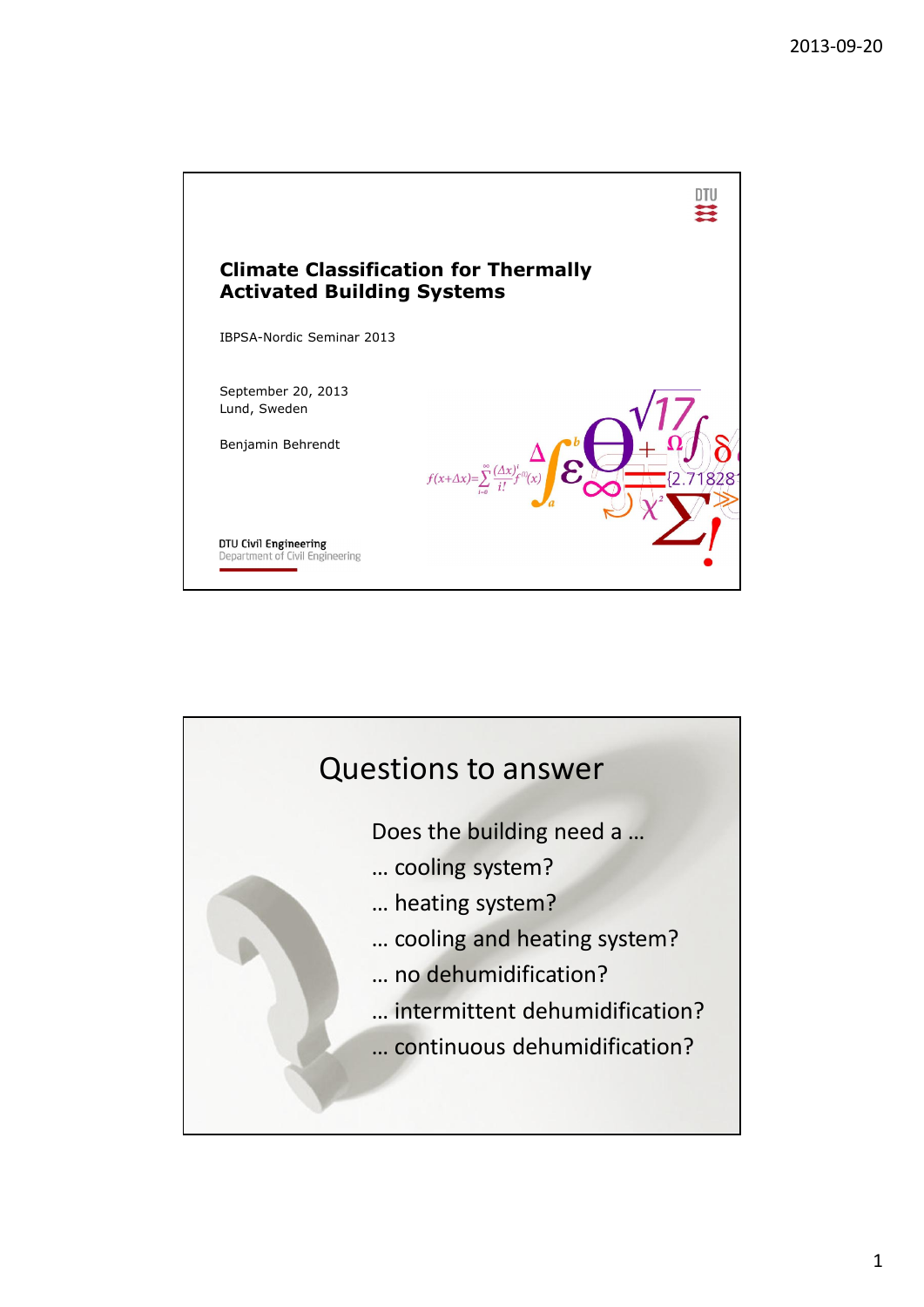# Climate Classification for Thermally Activated Building Systems

IBPSA-Nordic Seminar 2013

September 20, 2013
Lund, Sweden

Benjamin Behrendt

DTU Civil Engineering
Department of Civil Engineering

## Questions to answer

Does the building need a …

… cooling system?

… heating system?

… cooling and heating system?

… no dehumidification?

… intermittent dehumidification?

… continuous dehumidification?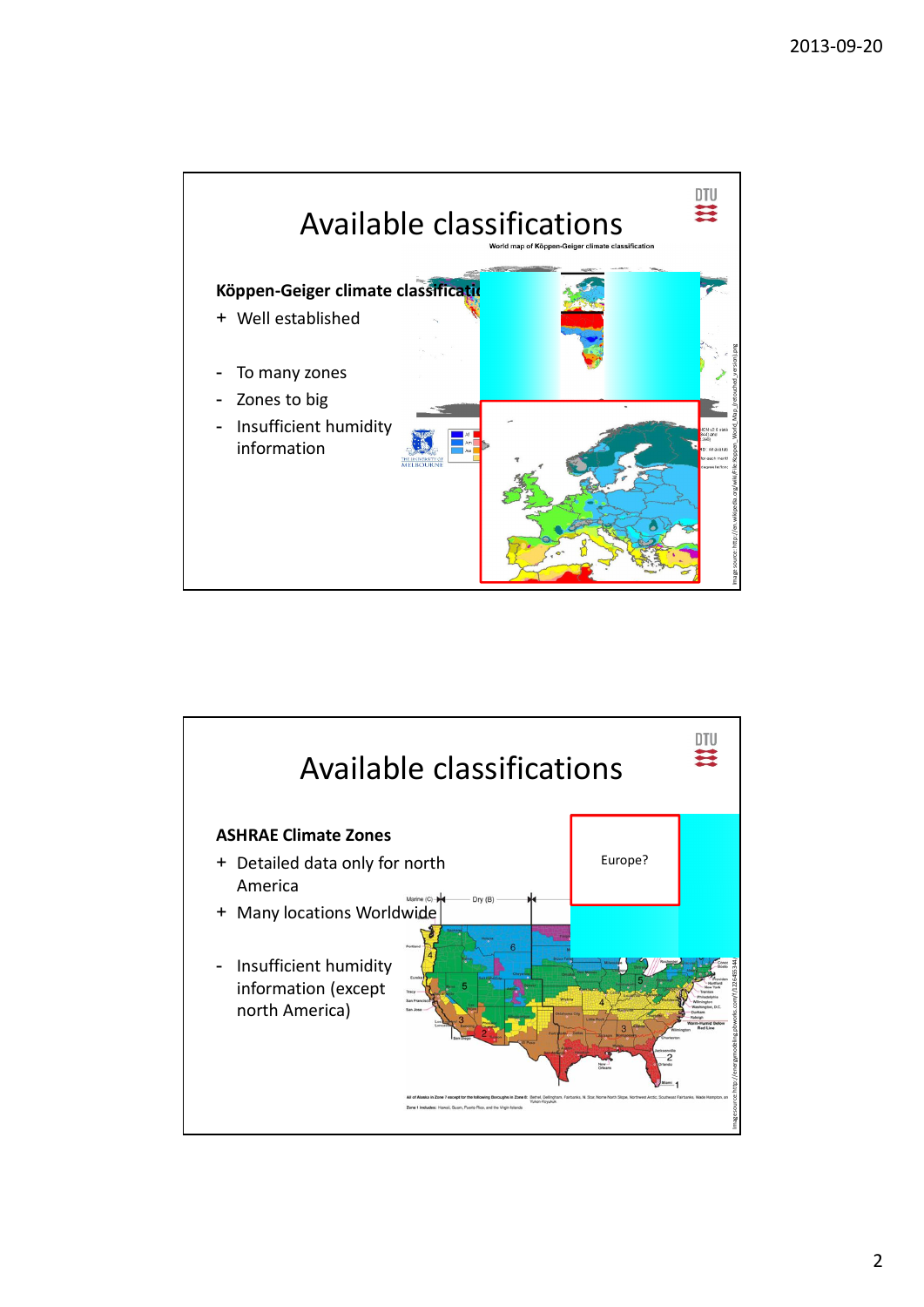# Available classifications

**Köppen-Geiger climate classification**

+ Well established

- To many zones
- Zones to big
- Insufficient humidity information

# Available classifications

**ASHRAE Climate Zones**

+ Detailed data only for north America
+ Many locations Worldwide

- Insufficient humidity information (except north America)

Europe?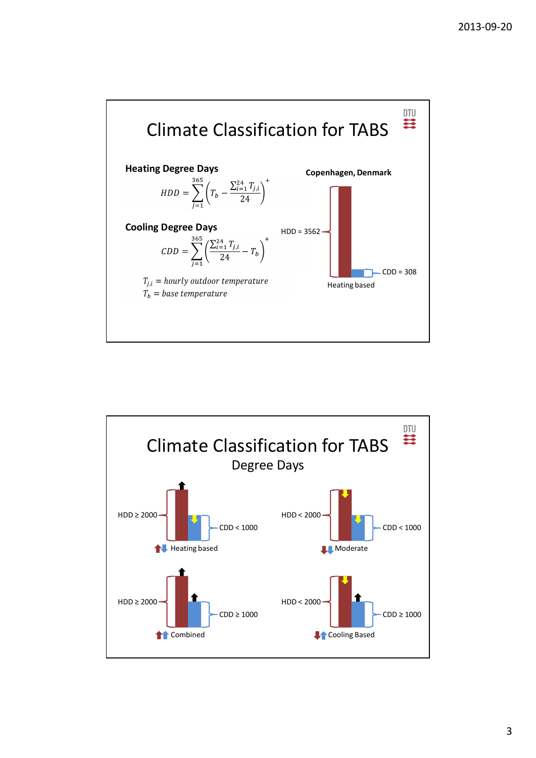## Climate Classification for TABS

**Heating Degree Days**

$$HDD = \sum_{j=1}^{365} \left( T_b - \frac{\sum_{i=1}^{24} T_{j,i}}{24} \right)^{+}$$

**Cooling Degree Days**

$$CDD = \sum_{j=1}^{365} \left( \frac{\sum_{i=1}^{24} T_{j,i}}{24} - T_b \right)^{+}$$

$T_{j,i}$ = *hourly outdoor temperature*
$T_b$ = *base temperature*

**Copenhagen, Denmark**

HDD = 3562

CDD = 308

Heating based

## Climate Classification for TABS

Degree Days

HDD ≥ 2000, CDD < 1000 — Heating based

HDD < 2000, CDD < 1000 — Moderate

HDD ≥ 2000, CDD ≥ 1000 — Combined

HDD < 2000, CDD ≥ 1000 — Cooling Based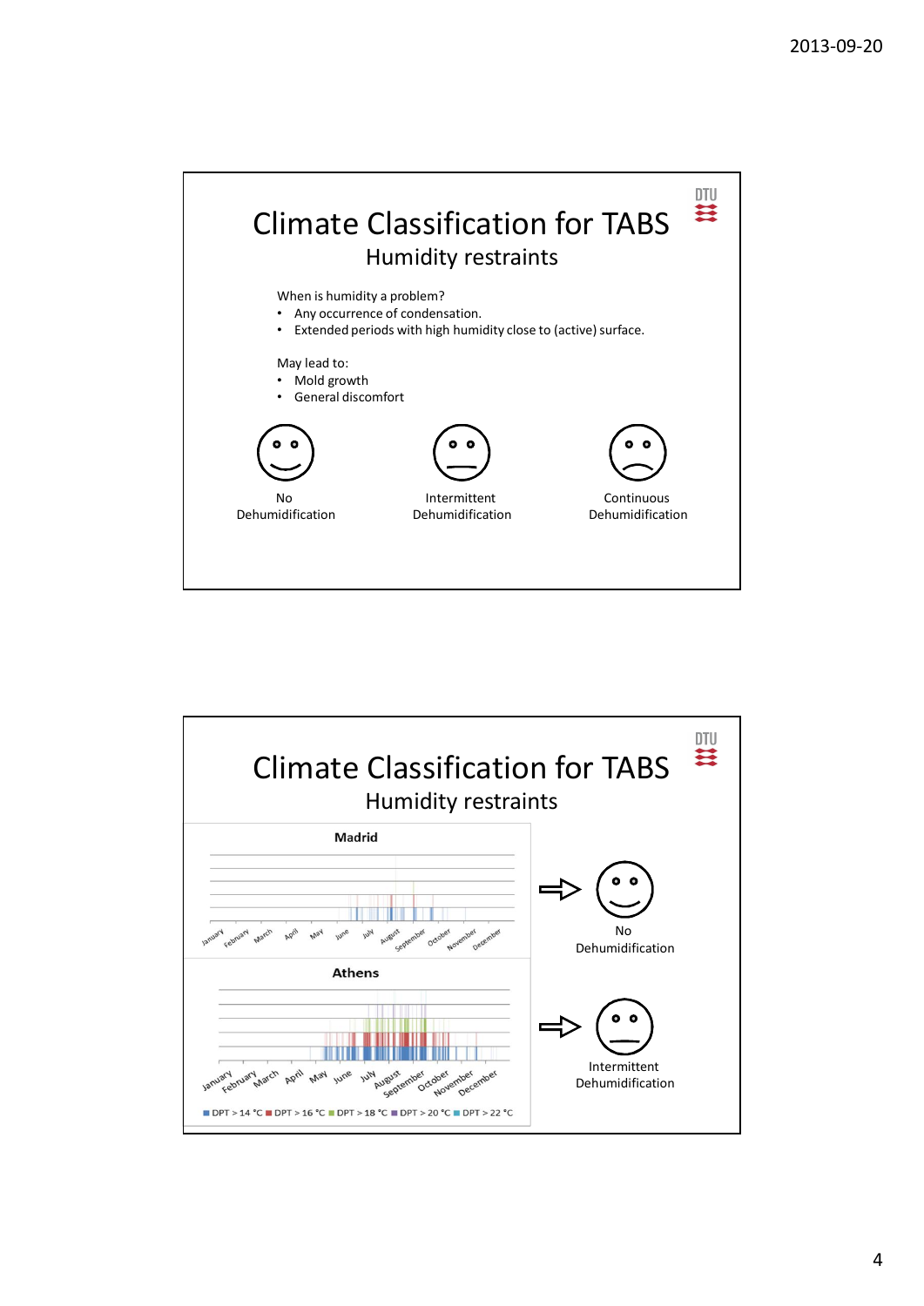# Climate Classification for TABS

## Humidity restraints

When is humidity a problem?

- Any occurrence of condensation.
- Extended periods with high humidity close to (active) surface.

May lead to:

- Mold growth
- General discomfort

No Dehumidification | Intermittent Dehumidification | Continuous Dehumidification

# Climate Classification for TABS

## Humidity restraints

**Madrid**

January February March April May June July August September October November December

→ No Dehumidification

**Athens**

January February March April May June July August September October November December

DPT > 14 °C, DPT > 16 °C, DPT > 18 °C, DPT > 20 °C, DPT > 22 °C

→ Intermittent Dehumidification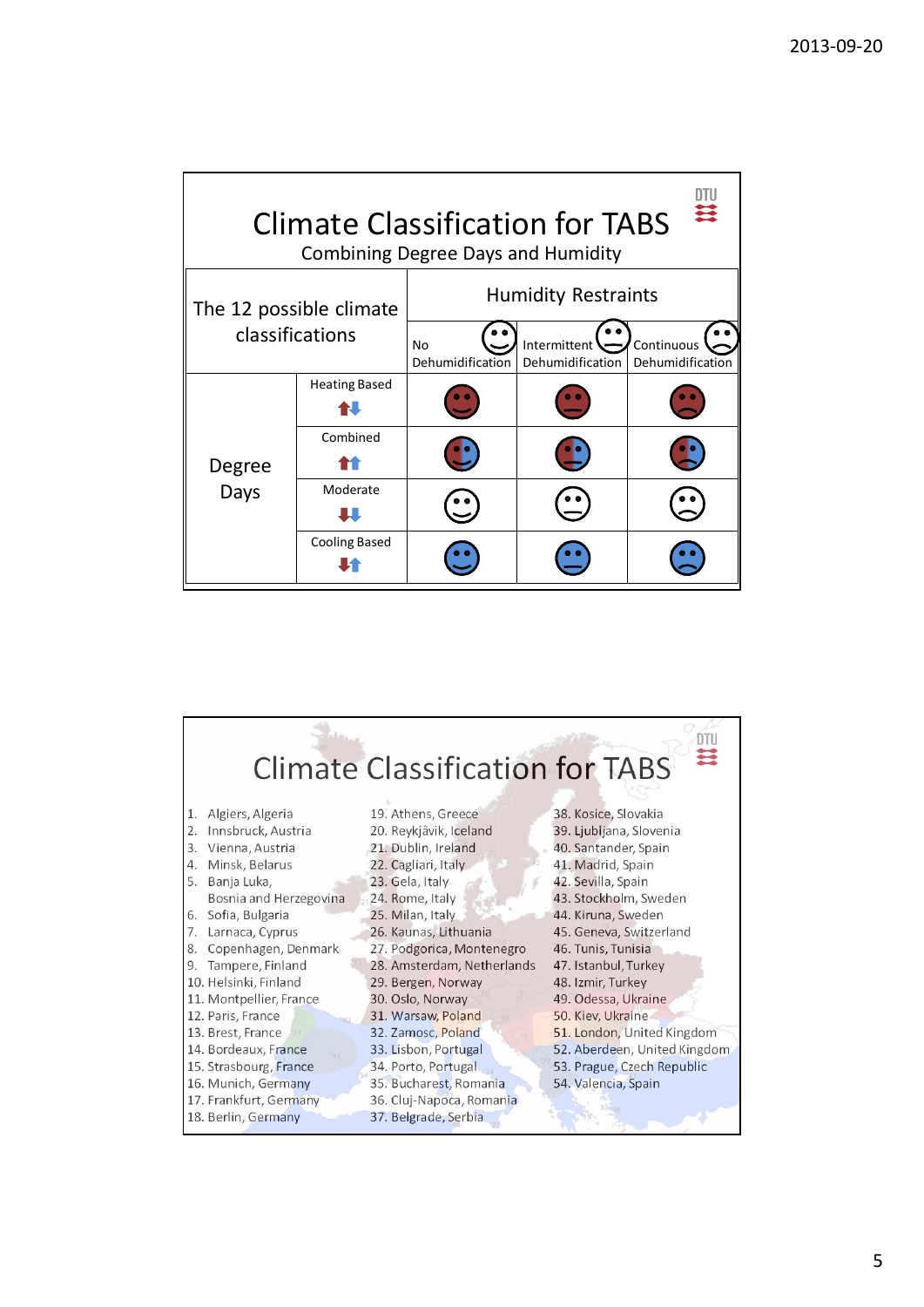# Climate Classification for TABS

## Combining Degree Days and Humidity

| The 12 possible climate classifications | | Humidity Restraints | | |
|---|---|---|---|---|
| | | No Dehumidification | Intermittent Dehumidification | Continuous Dehumidification |
| Degree Days | Heating Based | | | |
| | Combined | | | |
| | Moderate | | | |
| | Cooling Based | | | |

# Climate Classification for TABS

1. Algiers, Algeria
2. Innsbruck, Austria
3. Vienna, Austria
4. Minsk, Belarus
5. Banja Luka, Bosnia and Herzegovina
6. Sofia, Bulgaria
7. Larnaca, Cyprus
8. Copenhagen, Denmark
9. Tampere, Finland
10. Helsinki, Finland
11. Montpellier, France
12. Paris, France
13. Brest, France
14. Bordeaux, France
15. Strasbourg, France
16. Munich, Germany
17. Frankfurt, Germany
18. Berlin, Germany
19. Athens, Greece
20. Reykjavik, Iceland
21. Dublin, Ireland
22. Cagliari, Italy
23. Gela, Italy
24. Rome, Italy
25. Milan, Italy
26. Kaunas, Lithuania
27. Podgorica, Montenegro
28. Amsterdam, Netherlands
29. Bergen, Norway
30. Oslo, Norway
31. Warsaw, Poland
32. Zamosc, Poland
33. Lisbon, Portugal
34. Porto, Portugal
35. Bucharest, Romania
36. Cluj-Napoca, Romania
37. Belgrade, Serbia
38. Kosice, Slovakia
39. Ljubljana, Slovenia
40. Santander, Spain
41. Madrid, Spain
42. Sevilla, Spain
43. Stockholm, Sweden
44. Kiruna, Sweden
45. Geneva, Switzerland
46. Tunis, Tunisia
47. Istanbul, Turkey
48. Izmir, Turkey
49. Odessa, Ukraine
50. Kiev, Ukraine
51. London, United Kingdom
52. Aberdeen, United Kingdom
53. Prague, Czech Republic
54. Valencia, Spain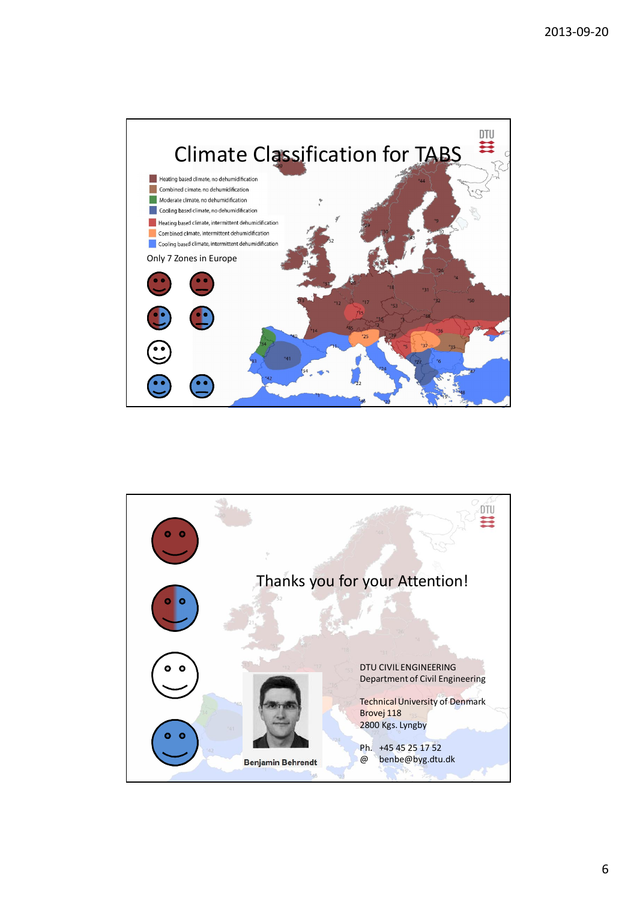# Climate Classification for TABS

- Heating based climate, no dehumidification
- Combined cimate, no dehumidification
- Moderate climate, no dehumidification
- Cooling based climate, no dehumidification
- Heating based climate, intermittent dehumidification
- Combined climate, intermittent dehumidification
- Cooling based climate, intermittent dehumidification

Only 7 Zones in Europe

---

# Thanks you for your Attention!

Benjamin Behrendt

DTU CIVIL ENGINEERING
Department of Civil Engineering

Technical University of Denmark
Brovej 118
2800 Kgs. Lyngby

Ph. +45 45 25 17 52
@ benbe@byg.dtu.dk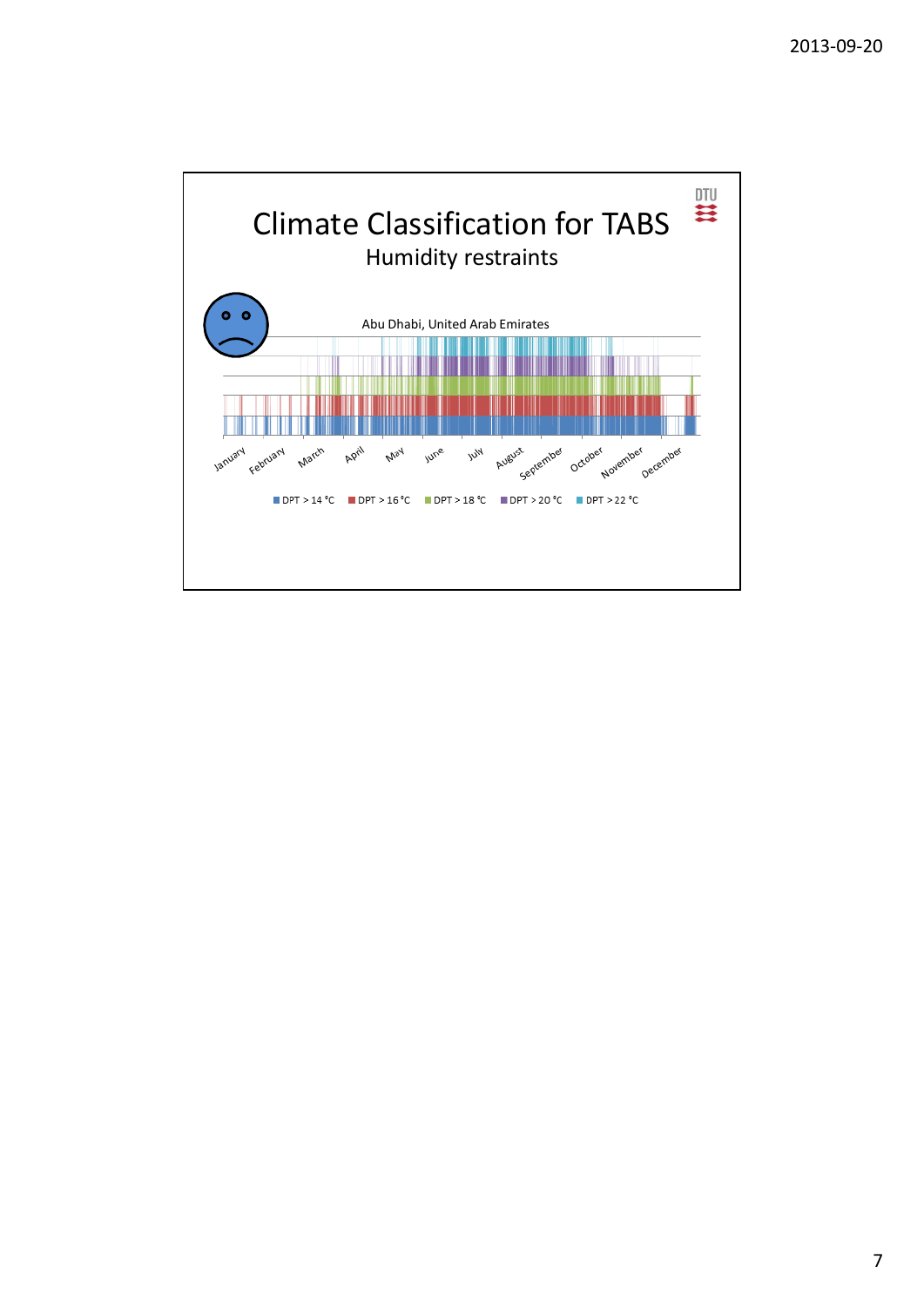# Climate Classification for TABS

## Humidity restraints

Abu Dhabi, United Arab Emirates

January
February
March
April
May
June
July
August
September
October
November
December

DPT > 14 °C
DPT > 16 °C
DPT > 18 °C
DPT > 20 °C
DPT > 22 °C